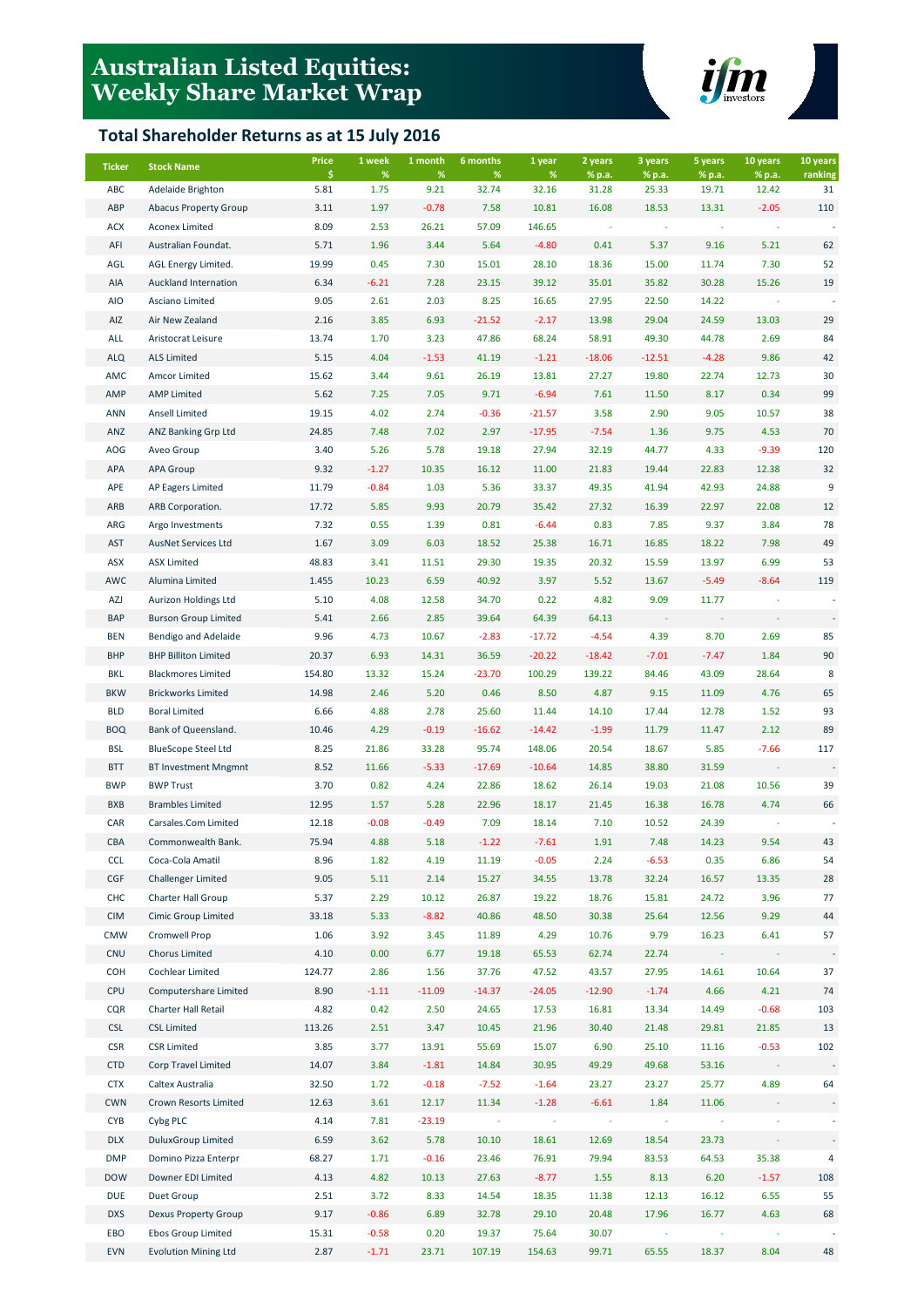# Australian Listed Equities: Weekly Share Market Wrap

## Total Shareholder Returns as at 15 July 2016

| Ticker | Stock Name | Price $ | 1 week % | 1 month % | 6 months % | 1 year % | 2 years % p.a. | 3 years % p.a. | 5 years % p.a. | 10 years % p.a. | 10 years ranking |
|---|---|---|---|---|---|---|---|---|---|---|---|
| ABC | Adelaide Brighton | 5.81 | 1.75 | 9.21 | 32.74 | 32.16 | 31.28 | 25.33 | 19.71 | 12.42 | 31 |
| ABP | Abacus Property Group | 3.11 | 1.97 | -0.78 | 7.58 | 10.81 | 16.08 | 18.53 | 13.31 | -2.05 | 110 |
| ACX | Aconex Limited | 8.09 | 2.53 | 26.21 | 57.09 | 146.65 | - | - | - | - | - |
| AFI | Australian Foundat. | 5.71 | 1.96 | 3.44 | 5.64 | -4.80 | 0.41 | 5.37 | 9.16 | 5.21 | 62 |
| AGL | AGL Energy Limited. | 19.99 | 0.45 | 7.30 | 15.01 | 28.10 | 18.36 | 15.00 | 11.74 | 7.30 | 52 |
| AIA | Auckland Internation | 6.34 | -6.21 | 7.28 | 23.15 | 39.12 | 35.01 | 35.82 | 30.28 | 15.26 | 19 |
| AIO | Asciano Limited | 9.05 | 2.61 | 2.03 | 8.25 | 16.65 | 27.95 | 22.50 | 14.22 | - | - |
| AIZ | Air New Zealand | 2.16 | 3.85 | 6.93 | -21.52 | -2.17 | 13.98 | 29.04 | 24.59 | 13.03 | 29 |
| ALL | Aristocrat Leisure | 13.74 | 1.70 | 3.23 | 47.86 | 68.24 | 58.91 | 49.30 | 44.78 | 2.69 | 84 |
| ALQ | ALS Limited | 5.15 | 4.04 | -1.53 | 41.19 | -1.21 | -18.06 | -12.51 | -4.28 | 9.86 | 42 |
| AMC | Amcor Limited | 15.62 | 3.44 | 9.61 | 26.19 | 13.81 | 27.27 | 19.80 | 22.74 | 12.73 | 30 |
| AMP | AMP Limited | 5.62 | 7.25 | 7.05 | 9.71 | -6.94 | 7.61 | 11.50 | 8.17 | 0.34 | 99 |
| ANN | Ansell Limited | 19.15 | 4.02 | 2.74 | -0.36 | -21.57 | 3.58 | 2.90 | 9.05 | 10.57 | 38 |
| ANZ | ANZ Banking Grp Ltd | 24.85 | 7.48 | 7.02 | 2.97 | -17.95 | -7.54 | 1.36 | 9.75 | 4.53 | 70 |
| AOG | Aveo Group | 3.40 | 5.26 | 5.78 | 19.18 | 27.94 | 32.19 | 44.77 | 4.33 | -9.39 | 120 |
| APA | APA Group | 9.32 | -1.27 | 10.35 | 16.12 | 11.00 | 21.83 | 19.44 | 22.83 | 12.38 | 32 |
| APE | AP Eagers Limited | 11.79 | -0.84 | 1.03 | 5.36 | 33.37 | 49.35 | 41.94 | 42.93 | 24.88 | 9 |
| ARB | ARB Corporation. | 17.72 | 5.85 | 9.93 | 20.79 | 35.42 | 27.32 | 16.39 | 22.97 | 22.08 | 12 |
| ARG | Argo Investments | 7.32 | 0.55 | 1.39 | 0.81 | -6.44 | 0.83 | 7.85 | 9.37 | 3.84 | 78 |
| AST | AusNet Services Ltd | 1.67 | 3.09 | 6.03 | 18.52 | 25.38 | 16.71 | 16.85 | 18.22 | 7.98 | 49 |
| ASX | ASX Limited | 48.83 | 3.41 | 11.51 | 29.30 | 19.35 | 20.32 | 15.59 | 13.97 | 6.99 | 53 |
| AWC | Alumina Limited | 1.455 | 10.23 | 6.59 | 40.92 | 3.97 | 5.52 | 13.67 | -5.49 | -8.64 | 119 |
| AZJ | Aurizon Holdings Ltd | 5.10 | 4.08 | 12.58 | 34.70 | 0.22 | 4.82 | 9.09 | 11.77 | - | - |
| BAP | Burson Group Limited | 5.41 | 2.66 | 2.85 | 39.64 | 64.39 | 64.13 | - | - | - | - |
| BEN | Bendigo and Adelaide | 9.96 | 4.73 | 10.67 | -2.83 | -17.72 | -4.54 | 4.39 | 8.70 | 2.69 | 85 |
| BHP | BHP Billiton Limited | 20.37 | 6.93 | 14.31 | 36.59 | -20.22 | -18.42 | -7.01 | -7.47 | 1.84 | 90 |
| BKL | Blackmores Limited | 154.80 | 13.32 | 15.24 | -23.70 | 100.29 | 139.22 | 84.46 | 43.09 | 28.64 | 8 |
| BKW | Brickworks Limited | 14.98 | 2.46 | 5.20 | 0.46 | 8.50 | 4.87 | 9.15 | 11.09 | 4.76 | 65 |
| BLD | Boral Limited | 6.66 | 4.88 | 2.78 | 25.60 | 11.44 | 14.10 | 17.44 | 12.78 | 1.52 | 93 |
| BOQ | Bank of Queensland. | 10.46 | 4.29 | -0.19 | -16.62 | -14.42 | -1.99 | 11.79 | 11.47 | 2.12 | 89 |
| BSL | BlueScope Steel Ltd | 8.25 | 21.86 | 33.28 | 95.74 | 148.06 | 20.54 | 18.67 | 5.85 | -7.66 | 117 |
| BTT | BT Investment Mngmnt | 8.52 | 11.66 | -5.33 | -17.69 | -10.64 | 14.85 | 38.80 | 31.59 | - | - |
| BWP | BWP Trust | 3.70 | 0.82 | 4.24 | 22.86 | 18.62 | 26.14 | 19.03 | 21.08 | 10.56 | 39 |
| BXB | Brambles Limited | 12.95 | 1.57 | 5.28 | 22.96 | 18.17 | 21.45 | 16.38 | 16.78 | 4.74 | 66 |
| CAR | Carsales.Com Limited | 12.18 | -0.08 | -0.49 | 7.09 | 18.14 | 7.10 | 10.52 | 24.39 | - | - |
| CBA | Commonwealth Bank. | 75.94 | 4.88 | 5.18 | -1.22 | -7.61 | 1.91 | 7.48 | 14.23 | 9.54 | 43 |
| CCL | Coca-Cola Amatil | 8.96 | 1.82 | 4.19 | 11.19 | -0.05 | 2.24 | -6.53 | 0.35 | 6.86 | 54 |
| CGF | Challenger Limited | 9.05 | 5.11 | 2.14 | 15.27 | 34.55 | 13.78 | 32.24 | 16.57 | 13.35 | 28 |
| CHC | Charter Hall Group | 5.37 | 2.29 | 10.12 | 26.87 | 19.22 | 18.76 | 15.81 | 24.72 | 3.96 | 77 |
| CIM | Cimic Group Limited | 33.18 | 5.33 | -8.82 | 40.86 | 48.50 | 30.38 | 25.64 | 12.56 | 9.29 | 44 |
| CMW | Cromwell Prop | 1.06 | 3.92 | 3.45 | 11.89 | 4.29 | 10.76 | 9.79 | 16.23 | 6.41 | 57 |
| CNU | Chorus Limited | 4.10 | 0.00 | 6.77 | 19.18 | 65.53 | 62.74 | 22.74 | - | - | - |
| COH | Cochlear Limited | 124.77 | 2.86 | 1.56 | 37.76 | 47.52 | 43.57 | 27.95 | 14.61 | 10.64 | 37 |
| CPU | Computershare Limited | 8.90 | -1.11 | -11.09 | -14.37 | -24.05 | -12.90 | -1.74 | 4.66 | 4.21 | 74 |
| CQR | Charter Hall Retail | 4.82 | 0.42 | 2.50 | 24.65 | 17.53 | 16.81 | 13.34 | 14.49 | -0.68 | 103 |
| CSL | CSL Limited | 113.26 | 2.51 | 3.47 | 10.45 | 21.96 | 30.40 | 21.48 | 29.81 | 21.85 | 13 |
| CSR | CSR Limited | 3.85 | 3.77 | 13.91 | 55.69 | 15.07 | 6.90 | 25.10 | 11.16 | -0.53 | 102 |
| CTD | Corp Travel Limited | 14.07 | 3.84 | -1.81 | 14.84 | 30.95 | 49.29 | 49.68 | 53.16 | - | - |
| CTX | Caltex Australia | 32.50 | 1.72 | -0.18 | -7.52 | -1.64 | 23.27 | 23.27 | 25.77 | 4.89 | 64 |
| CWN | Crown Resorts Limited | 12.63 | 3.61 | 12.17 | 11.34 | -1.28 | -6.61 | 1.84 | 11.06 | - | - |
| CYB | Cybg PLC | 4.14 | 7.81 | -23.19 | - | - | - | - | - | - | - |
| DLX | DuluxGroup Limited | 6.59 | 3.62 | 5.78 | 10.10 | 18.61 | 12.69 | 18.54 | 23.73 | - | - |
| DMP | Domino Pizza Enterpr | 68.27 | 1.71 | -0.16 | 23.46 | 76.91 | 79.94 | 83.53 | 64.53 | 35.38 | 4 |
| DOW | Downer EDI Limited | 4.13 | 4.82 | 10.13 | 27.63 | -8.77 | 1.55 | 8.13 | 6.20 | -1.57 | 108 |
| DUE | Duet Group | 2.51 | 3.72 | 8.33 | 14.54 | 18.35 | 11.38 | 12.13 | 16.12 | 6.55 | 55 |
| DXS | Dexus Property Group | 9.17 | -0.86 | 6.89 | 32.78 | 29.10 | 20.48 | 17.96 | 16.77 | 4.63 | 68 |
| EBO | Ebos Group Limited | 15.31 | -0.58 | 0.20 | 19.37 | 75.64 | 30.07 | - | - | - | - |
| EVN | Evolution Mining Ltd | 2.87 | -1.71 | 23.71 | 107.19 | 154.63 | 99.71 | 65.55 | 18.37 | 8.04 | 48 |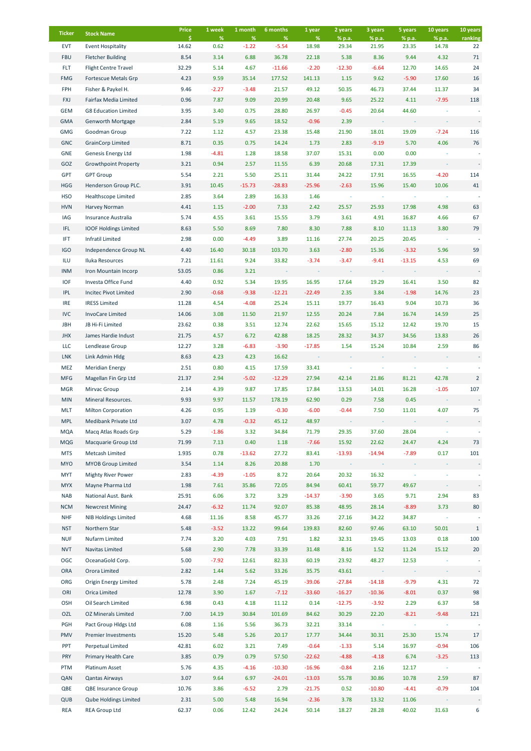| Ticker | Stock Name | Price $ | 1 week % | 1 month % | 6 months % | 1 year % | 2 years % p.a. | 3 years % p.a. | 5 years % p.a. | 10 years % p.a. | 10 years ranking |
|---|---|---|---|---|---|---|---|---|---|---|---|
| EVT | Event Hospitality | 14.62 | 0.62 | -1.22 | -5.54 | 18.98 | 29.34 | 21.95 | 23.35 | 14.78 | 22 |
| FBU | Fletcher Building | 8.54 | 3.14 | 6.88 | 36.78 | 22.18 | 5.38 | 8.36 | 9.44 | 4.32 | 71 |
| FLT | Flight Centre Travel | 32.29 | 5.14 | 4.67 | -11.66 | -2.20 | -12.30 | -6.64 | 12.70 | 14.65 | 24 |
| FMG | Fortescue Metals Grp | 4.23 | 9.59 | 35.14 | 177.52 | 141.13 | 1.15 | 9.62 | -5.90 | 17.60 | 16 |
| FPH | Fisher & Paykel H. | 9.46 | -2.27 | -3.48 | 21.57 | 49.12 | 50.35 | 46.73 | 37.44 | 11.37 | 34 |
| FXJ | Fairfax Media Limited | 0.96 | 7.87 | 9.09 | 20.99 | 20.48 | 9.65 | 25.22 | 4.11 | -7.95 | 118 |
| GEM | G8 Education Limited | 3.95 | 3.40 | 0.75 | 28.80 | 26.97 | -0.45 | 20.64 | 44.60 | - | - |
| GMA | Genworth Mortgage | 2.84 | 5.19 | 9.65 | 18.52 | -0.96 | 2.39 | - | - | - | - |
| GMG | Goodman Group | 7.22 | 1.12 | 4.57 | 23.38 | 15.48 | 21.90 | 18.01 | 19.09 | -7.24 | 116 |
| GNC | GrainCorp Limited | 8.71 | 0.35 | 0.75 | 14.24 | 1.73 | 2.83 | -9.19 | 5.70 | 4.06 | 76 |
| GNE | Genesis Energy Ltd | 1.98 | -4.81 | 1.28 | 18.58 | 37.07 | 15.31 | 0.00 | 0.00 | - | - |
| GOZ | Growthpoint Property | 3.21 | 0.94 | 2.57 | 11.55 | 6.39 | 20.68 | 17.31 | 17.39 | - | - |
| GPT | GPT Group | 5.54 | 2.21 | 5.50 | 25.11 | 31.44 | 24.22 | 17.91 | 16.55 | -4.20 | 114 |
| HGG | Henderson Group PLC. | 3.91 | 10.45 | -15.73 | -28.83 | -25.96 | -2.63 | 15.96 | 15.40 | 10.06 | 41 |
| HSO | Healthscope Limited | 2.85 | 3.64 | 2.89 | 16.33 | 1.46 | - | - | - | - | - |
| HVN | Harvey Norman | 4.41 | 1.15 | -2.00 | 7.33 | 2.42 | 25.57 | 25.93 | 17.98 | 4.98 | 63 |
| IAG | Insurance Australia | 5.74 | 4.55 | 3.61 | 15.55 | 3.79 | 3.61 | 4.91 | 16.87 | 4.66 | 67 |
| IFL | IOOF Holdings Limited | 8.63 | 5.50 | 8.69 | 7.80 | 8.30 | 7.88 | 8.10 | 11.13 | 3.80 | 79 |
| IFT | Infratil Limited | 2.98 | 0.00 | -4.49 | 3.89 | 11.16 | 27.74 | 20.25 | 20.45 | - | - |
| IGO | Independence Group NL | 4.40 | 16.40 | 30.18 | 103.70 | 3.63 | -2.80 | 15.36 | -3.32 | 5.96 | 59 |
| ILU | Iluka Resources | 7.21 | 11.61 | 9.24 | 33.82 | -3.74 | -3.47 | -9.41 | -13.15 | 4.53 | 69 |
| INM | Iron Mountain Incorp | 53.05 | 0.86 | 3.21 | - | - | - | - | - | - | - |
| IOF | Investa Office Fund | 4.40 | 0.92 | 5.34 | 19.95 | 16.95 | 17.64 | 19.29 | 16.41 | 3.50 | 82 |
| IPL | Incitec Pivot Limited | 2.90 | -0.68 | -9.38 | -12.21 | -22.49 | 2.35 | 3.84 | -1.98 | 14.76 | 23 |
| IRE | IRESS Limited | 11.28 | 4.54 | -4.08 | 25.24 | 15.11 | 19.77 | 16.43 | 9.04 | 10.73 | 36 |
| IVC | InvoCare Limited | 14.06 | 3.08 | 11.50 | 21.97 | 12.55 | 20.24 | 7.84 | 16.74 | 14.59 | 25 |
| JBH | JB Hi-Fi Limited | 23.62 | 0.38 | 3.51 | 12.74 | 22.62 | 15.65 | 15.12 | 12.42 | 19.70 | 15 |
| JHX | James Hardie Indust | 21.75 | 4.57 | 6.72 | 42.88 | 18.25 | 28.32 | 34.37 | 34.56 | 13.83 | 26 |
| LLC | Lendlease Group | 12.27 | 3.28 | -6.83 | -3.90 | -17.85 | 1.54 | 15.24 | 10.84 | 2.59 | 86 |
| LNK | Link Admin Hldg | 8.63 | 4.23 | 4.23 | 16.62 | - | - | - | - | - | - |
| MEZ | Meridian Energy | 2.51 | 0.80 | 4.15 | 17.59 | 33.41 | - | - | - | - | - |
| MFG | Magellan Fin Grp Ltd | 21.37 | 2.94 | -5.02 | -12.29 | 27.94 | 42.14 | 21.86 | 81.21 | 42.78 | 2 |
| MGR | Mirvac Group | 2.14 | 4.39 | 9.87 | 17.85 | 17.84 | 13.53 | 14.01 | 16.28 | -1.05 | 107 |
| MIN | Mineral Resources. | 9.93 | 9.97 | 11.57 | 178.19 | 62.90 | 0.29 | 7.58 | 0.45 | - | - |
| MLT | Milton Corporation | 4.26 | 0.95 | 1.19 | -0.30 | -6.00 | -0.44 | 7.50 | 11.01 | 4.07 | 75 |
| MPL | Medibank Private Ltd | 3.07 | 4.78 | -0.32 | 45.12 | 48.97 | - | - | - | - | - |
| MQA | Macq Atlas Roads Grp | 5.29 | -1.86 | 3.32 | 34.84 | 71.79 | 29.35 | 37.60 | 28.04 | - | - |
| MQG | Macquarie Group Ltd | 71.99 | 7.13 | 0.40 | 1.18 | -7.66 | 15.92 | 22.62 | 24.47 | 4.24 | 73 |
| MTS | Metcash Limited | 1.935 | 0.78 | -13.62 | 27.72 | 83.41 | -13.93 | -14.94 | -7.89 | 0.17 | 101 |
| MYO | MYOB Group Limited | 3.54 | 1.14 | 8.26 | 20.88 | 1.70 | - | - | - | - | - |
| MYT | Mighty River Power | 2.83 | -4.39 | -1.05 | 8.72 | 20.64 | 20.32 | 16.32 | - | - | - |
| MYX | Mayne Pharma Ltd | 1.98 | 7.61 | 35.86 | 72.05 | 84.94 | 60.41 | 59.77 | 49.67 | - | - |
| NAB | National Aust. Bank | 25.91 | 6.06 | 3.72 | 3.29 | -14.37 | -3.90 | 3.65 | 9.71 | 2.94 | 83 |
| NCM | Newcrest Mining | 24.47 | -6.32 | 11.74 | 92.07 | 85.38 | 48.95 | 28.14 | -8.89 | 3.73 | 80 |
| NHF | NIB Holdings Limited | 4.68 | 11.16 | 8.58 | 45.77 | 33.26 | 27.16 | 34.22 | 34.87 | - | - |
| NST | Northern Star | 5.48 | -3.52 | 13.22 | 99.64 | 139.83 | 82.60 | 97.46 | 63.10 | 50.01 | 1 |
| NUF | Nufarm Limited | 7.74 | 3.20 | 4.03 | 7.91 | 1.82 | 32.31 | 19.45 | 13.03 | 0.18 | 100 |
| NVT | Navitas Limited | 5.68 | 2.90 | 7.78 | 33.39 | 31.48 | 8.16 | 1.52 | 11.24 | 15.12 | 20 |
| OGC | OceanaGold Corp. | 5.00 | -7.92 | 12.61 | 82.33 | 60.19 | 23.92 | 48.27 | 12.53 | - | - |
| ORA | Orora Limited | 2.82 | 1.44 | 5.62 | 33.26 | 35.75 | 43.61 | - | - | - | - |
| ORG | Origin Energy Limited | 5.78 | 2.48 | 7.24 | 45.19 | -39.06 | -27.84 | -14.18 | -9.79 | 4.31 | 72 |
| ORI | Orica Limited | 12.78 | 3.90 | 1.67 | -7.12 | -33.60 | -16.27 | -10.36 | -8.01 | 0.37 | 98 |
| OSH | Oil Search Limited | 6.98 | 0.43 | 4.18 | 11.12 | 0.14 | -12.75 | -3.92 | 2.29 | 6.37 | 58 |
| OZL | OZ Minerals Limited | 7.00 | 14.19 | 30.84 | 101.69 | 84.62 | 30.29 | 22.20 | -8.21 | -9.48 | 121 |
| PGH | Pact Group Hldgs Ltd | 6.08 | 1.16 | 5.56 | 36.73 | 32.21 | 33.14 | - | - | - | - |
| PMV | Premier Investments | 15.20 | 5.48 | 5.26 | 20.17 | 17.77 | 34.44 | 30.31 | 25.30 | 15.74 | 17 |
| PPT | Perpetual Limited | 42.81 | 6.02 | 3.21 | 7.49 | -0.64 | -1.33 | 5.14 | 16.97 | -0.94 | 106 |
| PRY | Primary Health Care | 3.85 | 0.79 | 0.79 | 57.50 | -22.62 | -4.88 | -4.18 | 6.74 | -3.25 | 113 |
| PTM | Platinum Asset | 5.76 | 4.35 | -4.16 | -10.30 | -16.96 | -0.84 | 2.16 | 12.17 | - | - |
| QAN | Qantas Airways | 3.07 | 9.64 | 6.97 | -24.01 | -13.03 | 55.78 | 30.86 | 10.78 | 2.59 | 87 |
| QBE | QBE Insurance Group | 10.76 | 3.86 | -6.52 | 2.79 | -21.75 | 0.52 | -10.80 | -4.41 | -0.79 | 104 |
| QUB | Qube Holdings Limited | 2.31 | 5.00 | 5.48 | 16.94 | -2.36 | 3.78 | 13.32 | 11.06 | - | - |
| REA | REA Group Ltd | 62.37 | 0.06 | 12.42 | 24.24 | 50.14 | 18.27 | 28.28 | 40.02 | 31.63 | 6 |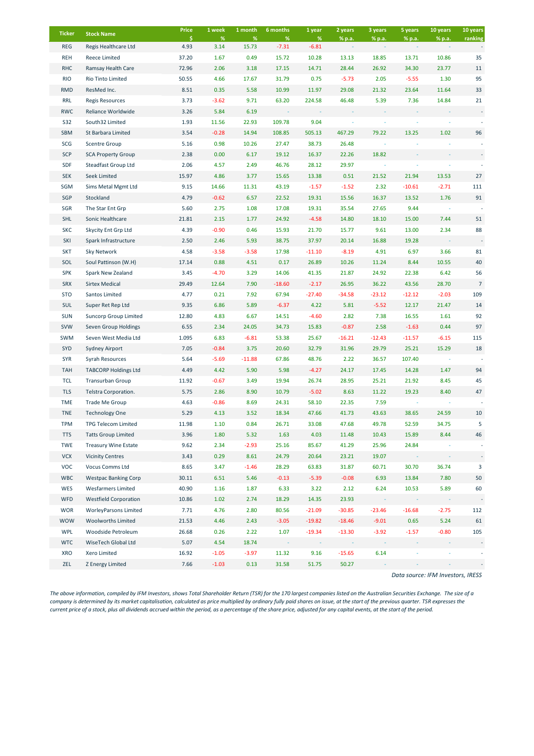| Ticker | Stock Name | Price $ | 1 week % | 1 month % | 6 months % | 1 year % | 2 years % p.a. | 3 years % p.a. | 5 years % p.a. | 10 years % p.a. | 10 years ranking |
|---|---|---|---|---|---|---|---|---|---|---|---|
| REG | Regis Healthcare Ltd | 4.93 | 3.14 | 15.73 | -7.31 | -6.81 | - | - | - | - | - |
| REH | Reece Limited | 37.20 | 1.67 | 0.49 | 15.72 | 10.28 | 13.13 | 18.85 | 13.71 | 10.86 | 35 |
| RHC | Ramsay Health Care | 72.96 | 2.06 | 3.18 | 17.15 | 14.71 | 28.44 | 26.92 | 34.30 | 23.77 | 11 |
| RIO | Rio Tinto Limited | 50.55 | 4.66 | 17.67 | 31.79 | 0.75 | -5.73 | 2.05 | -5.55 | 1.30 | 95 |
| RMD | ResMed Inc. | 8.51 | 0.35 | 5.58 | 10.99 | 11.97 | 29.08 | 21.32 | 23.64 | 11.64 | 33 |
| RRL | Regis Resources | 3.73 | -3.62 | 9.71 | 63.20 | 224.58 | 46.48 | 5.39 | 7.36 | 14.84 | 21 |
| RWC | Reliance Worldwide | 3.26 | 5.84 | 6.19 | - | - | - | - | - | - | - |
| S32 | South32 Limited | 1.93 | 11.56 | 22.93 | 109.78 | 9.04 | - | - | - | - | - |
| SBM | St Barbara Limited | 3.54 | -0.28 | 14.94 | 108.85 | 505.13 | 467.29 | 79.22 | 13.25 | 1.02 | 96 |
| SCG | Scentre Group | 5.16 | 0.98 | 10.26 | 27.47 | 38.73 | 26.48 | - | - | - | - |
| SCP | SCA Property Group | 2.38 | 0.00 | 6.17 | 19.12 | 16.37 | 22.26 | 18.82 | - | - | - |
| SDF | Steadfast Group Ltd | 2.06 | 4.57 | 2.49 | 46.76 | 28.12 | 29.97 | - | - | - | - |
| SEK | Seek Limited | 15.97 | 4.86 | 3.77 | 15.65 | 13.38 | 0.51 | 21.52 | 21.94 | 13.53 | 27 |
| SGM | Sims Metal Mgmt Ltd | 9.15 | 14.66 | 11.31 | 43.19 | -1.57 | -1.52 | 2.32 | -10.61 | -2.71 | 111 |
| SGP | Stockland | 4.79 | -0.62 | 6.57 | 22.52 | 19.31 | 15.56 | 16.37 | 13.52 | 1.76 | 91 |
| SGR | The Star Ent Grp | 5.60 | 2.75 | 1.08 | 17.08 | 19.31 | 35.54 | 27.65 | 9.44 | - | - |
| SHL | Sonic Healthcare | 21.81 | 2.15 | 1.77 | 24.92 | -4.58 | 14.80 | 18.10 | 15.00 | 7.44 | 51 |
| SKC | Skycity Ent Grp Ltd | 4.39 | -0.90 | 0.46 | 15.93 | 21.70 | 15.77 | 9.61 | 13.00 | 2.34 | 88 |
| SKI | Spark Infrastructure | 2.50 | 2.46 | 5.93 | 38.75 | 37.97 | 20.14 | 16.88 | 19.28 | - | - |
| SKT | Sky Network | 4.58 | -3.58 | -3.58 | 17.98 | -11.10 | -8.19 | 4.91 | 6.97 | 3.66 | 81 |
| SOL | Soul Pattinson (W.H) | 17.14 | 0.88 | 4.51 | 0.17 | 26.89 | 10.26 | 11.24 | 8.44 | 10.55 | 40 |
| SPK | Spark New Zealand | 3.45 | -4.70 | 3.29 | 14.06 | 41.35 | 21.87 | 24.92 | 22.38 | 6.42 | 56 |
| SRX | Sirtex Medical | 29.49 | 12.64 | 7.90 | -18.60 | -2.17 | 26.95 | 36.22 | 43.56 | 28.70 | 7 |
| STO | Santos Limited | 4.77 | 0.21 | 7.92 | 67.94 | -27.40 | -34.58 | -23.12 | -12.12 | -2.03 | 109 |
| SUL | Super Ret Rep Ltd | 9.35 | 6.86 | 5.89 | -6.37 | 4.22 | 5.81 | -5.52 | 12.17 | 21.47 | 14 |
| SUN | Suncorp Group Limited | 12.80 | 4.83 | 6.67 | 14.51 | -4.60 | 2.82 | 7.38 | 16.55 | 1.61 | 92 |
| SVW | Seven Group Holdings | 6.55 | 2.34 | 24.05 | 34.73 | 15.83 | -0.87 | 2.58 | -1.63 | 0.44 | 97 |
| SWM | Seven West Media Ltd | 1.095 | 6.83 | -6.81 | 53.38 | 25.67 | -16.21 | -12.43 | -11.57 | -6.15 | 115 |
| SYD | Sydney Airport | 7.05 | -0.84 | 3.75 | 20.60 | 32.79 | 31.96 | 29.79 | 25.21 | 15.29 | 18 |
| SYR | Syrah Resources | 5.64 | -5.69 | -11.88 | 67.86 | 48.76 | 2.22 | 36.57 | 107.40 | - | - |
| TAH | TABCORP Holdings Ltd | 4.49 | 4.42 | 5.90 | 5.98 | -4.27 | 24.17 | 17.45 | 14.28 | 1.47 | 94 |
| TCL | Transurban Group | 11.92 | -0.67 | 3.49 | 19.94 | 26.74 | 28.95 | 25.21 | 21.92 | 8.45 | 45 |
| TLS | Telstra Corporation. | 5.75 | 2.86 | 8.90 | 10.79 | -5.02 | 8.63 | 11.22 | 19.23 | 8.40 | 47 |
| TME | Trade Me Group | 4.63 | -0.86 | 8.69 | 24.31 | 58.10 | 22.35 | 7.59 | - | - | - |
| TNE | Technology One | 5.29 | 4.13 | 3.52 | 18.34 | 47.66 | 41.73 | 43.63 | 38.65 | 24.59 | 10 |
| TPM | TPG Telecom Limited | 11.98 | 1.10 | 0.84 | 26.71 | 33.08 | 47.68 | 49.78 | 52.59 | 34.75 | 5 |
| TTS | Tatts Group Limited | 3.96 | 1.80 | 5.32 | 1.63 | 4.03 | 11.48 | 10.43 | 15.89 | 8.44 | 46 |
| TWE | Treasury Wine Estate | 9.62 | 2.34 | -2.93 | 25.16 | 85.67 | 41.29 | 25.96 | 24.84 | - | - |
| VCX | Vicinity Centres | 3.43 | 0.29 | 8.61 | 24.79 | 20.64 | 23.21 | 19.07 | - | - | - |
| VOC | Vocus Comms Ltd | 8.65 | 3.47 | -1.46 | 28.29 | 63.83 | 31.87 | 60.71 | 30.70 | 36.74 | 3 |
| WBC | Westpac Banking Corp | 30.11 | 6.51 | 5.46 | -0.13 | -5.39 | -0.08 | 6.93 | 13.84 | 7.80 | 50 |
| WES | Wesfarmers Limited | 40.90 | 1.16 | 1.87 | 6.33 | 3.22 | 2.12 | 6.24 | 10.53 | 5.89 | 60 |
| WFD | Westfield Corporation | 10.86 | 1.02 | 2.74 | 18.29 | 14.35 | 23.93 | - | - | - | - |
| WOR | WorleyParsons Limited | 7.71 | 4.76 | 2.80 | 80.56 | -21.09 | -30.85 | -23.46 | -16.68 | -2.75 | 112 |
| WOW | Woolworths Limited | 21.53 | 4.46 | 2.43 | -3.05 | -19.82 | -18.46 | -9.01 | 0.65 | 5.24 | 61 |
| WPL | Woodside Petroleum | 26.68 | 0.26 | 2.22 | 1.07 | -19.34 | -13.30 | -3.92 | -1.57 | -0.80 | 105 |
| WTC | WiseTech Global Ltd | 5.07 | 4.54 | 18.74 | - | - | - | - | - | - | - |
| XRO | Xero Limited | 16.92 | -1.05 | -3.97 | 11.32 | 9.16 | -15.65 | 6.14 | - | - | - |
| ZEL | Z Energy Limited | 7.66 | -1.03 | 0.13 | 31.58 | 51.75 | 50.27 | - | - | - | - |

*Data source: IFM Investors, IRESS*

*The above information, compiled by IFM Investors, shows Total Shareholder Return (TSR) for the 170 largest companies listed on the Australian Securities Exchange. The size of a company is determined by its market capitalisation, calculated as price multiplied by ordinary fully paid shares on issue, at the start of the previous quarter. TSR expresses the current price of a stock, plus all dividends accrued within the period, as a percentage of the share price, adjusted for any capital events, at the start of the period.*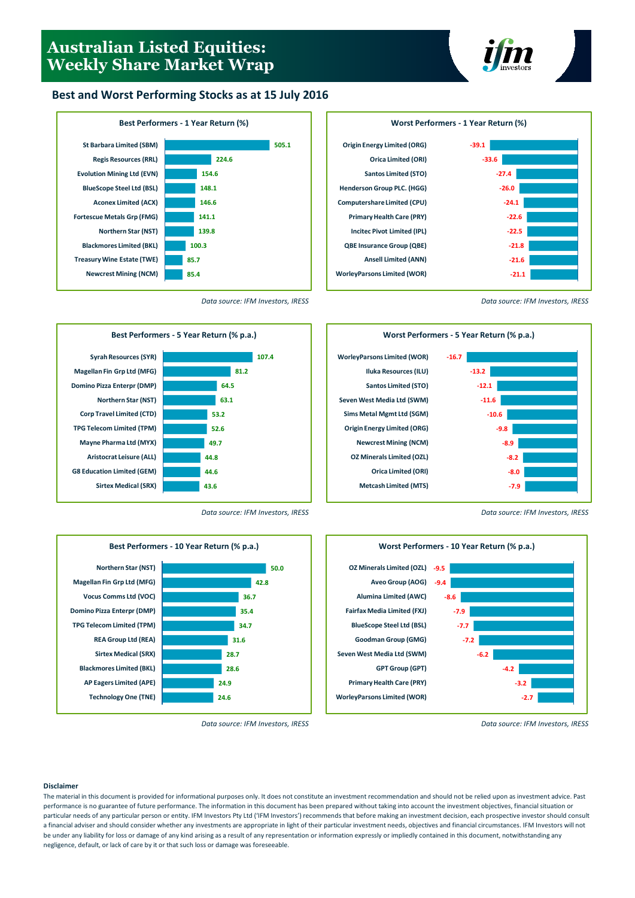# Australian Listed Equities: Weekly Share Market Wrap

## Best and Worst Performing Stocks as at 15 July 2016

**Best Performers - 1 Year Return (%)**

St Barbara Limited (SBM) 505.1
Regis Resources (RRL) 224.6
Evolution Mining Ltd (EVN) 154.6
BlueScope Steel Ltd (BSL) 148.1
Aconex Limited (ACX) 146.6
Fortescue Metals Grp (FMG) 141.1
Northern Star (NST) 139.8
Blackmores Limited (BKL) 100.3
Treasury Wine Estate (TWE) 85.7
Newcrest Mining (NCM) 85.4

*Data source: IFM Investors, IRESS*

**Worst Performers - 1 Year Return (%)**

Origin Energy Limited (ORG) -39.1
Orica Limited (ORI) -33.6
Santos Limited (STO) -27.4
Henderson Group PLC. (HGG) -26.0
Computershare Limited (CPU) -24.1
Primary Health Care (PRY) -22.6
Incitec Pivot Limited (IPL) -22.5
QBE Insurance Group (QBE) -21.8
Ansell Limited (ANN) -21.6
WorleyParsons Limited (WOR) -21.1

*Data source: IFM Investors, IRESS*

**Best Performers - 5 Year Return (% p.a.)**

Syrah Resources (SYR) 107.4
Magellan Fin Grp Ltd (MFG) 81.2
Domino Pizza Enterpr (DMP) 64.5
Northern Star (NST) 63.1
Corp Travel Limited (CTD) 53.2
TPG Telecom Limited (TPM) 52.6
Mayne Pharma Ltd (MYX) 49.7
Aristocrat Leisure (ALL) 44.8
G8 Education Limited (GEM) 44.6
Sirtex Medical (SRX) 43.6

*Data source: IFM Investors, IRESS*

**Worst Performers - 5 Year Return (% p.a.)**

WorleyParsons Limited (WOR) -16.7
Iluka Resources (ILU) -13.2
Santos Limited (STO) -12.1
Seven West Media Ltd (SWM) -11.6
Sims Metal Mgmt Ltd (SGM) -10.6
Origin Energy Limited (ORG) -9.8
Newcrest Mining (NCM) -8.9
OZ Minerals Limited (OZL) -8.2
Orica Limited (ORI) -8.0
Metcash Limited (MTS) -7.9

*Data source: IFM Investors, IRESS*

**Best Performers - 10 Year Return (% p.a.)**

Northern Star (NST) 50.0
Magellan Fin Grp Ltd (MFG) 42.8
Vocus Comms Ltd (VOC) 36.7
Domino Pizza Enterpr (DMP) 35.4
TPG Telecom Limited (TPM) 34.7
REA Group Ltd (REA) 31.6
Sirtex Medical (SRX) 28.7
Blackmores Limited (BKL) 28.6
AP Eagers Limited (APE) 24.9
Technology One (TNE) 24.6

*Data source: IFM Investors, IRESS*

**Worst Performers - 10 Year Return (% p.a.)**

OZ Minerals Limited (OZL) -9.5
Aveo Group (AOG) -9.4
Alumina Limited (AWC) -8.6
Fairfax Media Limited (FXJ) -7.9
BlueScope Steel Ltd (BSL) -7.7
Goodman Group (GMG) -7.2
Seven West Media Ltd (SWM) -6.2
GPT Group (GPT) -4.2
Primary Health Care (PRY) -3.2
WorleyParsons Limited (WOR) -2.7

*Data source: IFM Investors, IRESS*

**Disclaimer**

The material in this document is provided for informational purposes only. It does not constitute an investment recommendation and should not be relied upon as investment advice. Past performance is no guarantee of future performance. The information in this document has been prepared without taking into account the investment objectives, financial situation or particular needs of any particular person or entity. IFM Investors Pty Ltd ('IFM Investors') recommends that before making an investment decision, each prospective investor should consult a financial adviser and should consider whether any investments are appropriate in light of their particular investment needs, objectives and financial circumstances. IFM Investors will not be under any liability for loss or damage of any kind arising as a result of any representation or information expressly or impliedly contained in this document, notwithstanding any negligence, default, or lack of care by it or that such loss or damage was foreseeable.